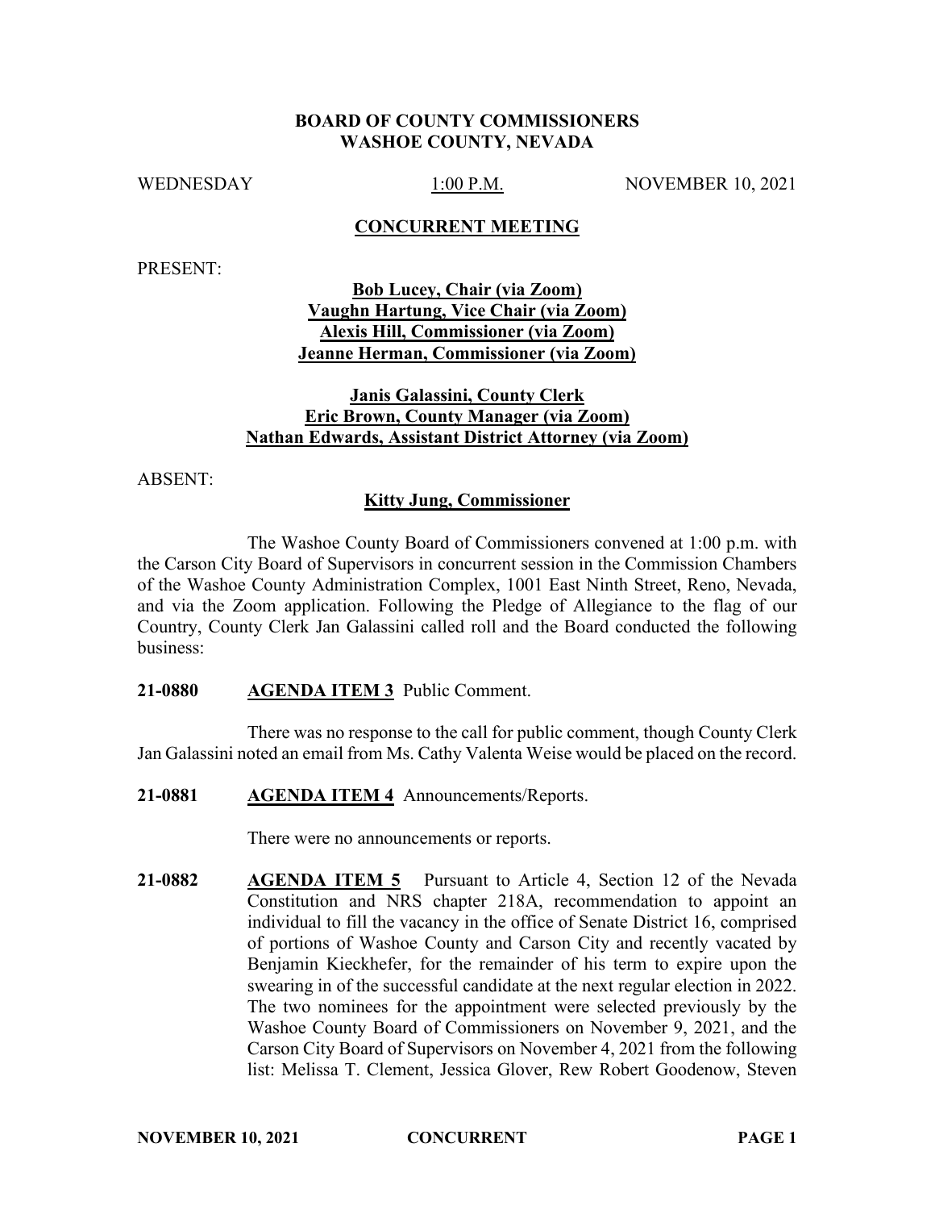**BOARD OF COUNTY COMMISSIONERS**
**WASHOE COUNTY, NEVADA**

WEDNESDAY 1:00 P.M. NOVEMBER 10, 2021

**CONCURRENT MEETING**

PRESENT:

**Bob Lucey, Chair (via Zoom)**
**Vaughn Hartung, Vice Chair (via Zoom)**
**Alexis Hill, Commissioner (via Zoom)**
**Jeanne Herman, Commissioner (via Zoom)**

**Janis Galassini, County Clerk**
**Eric Brown, County Manager (via Zoom)**
**Nathan Edwards, Assistant District Attorney (via Zoom)**

ABSENT:

**Kitty Jung, Commissioner**

The Washoe County Board of Commissioners convened at 1:00 p.m. with the Carson City Board of Supervisors in concurrent session in the Commission Chambers of the Washoe County Administration Complex, 1001 East Ninth Street, Reno, Nevada, and via the Zoom application. Following the Pledge of Allegiance to the flag of our Country, County Clerk Jan Galassini called roll and the Board conducted the following business:

**21-0880 AGENDA ITEM 3** Public Comment.

There was no response to the call for public comment, though County Clerk Jan Galassini noted an email from Ms. Cathy Valenta Weise would be placed on the record.

**21-0881 AGENDA ITEM 4** Announcements/Reports.

There were no announcements or reports.

**21-0882 AGENDA ITEM 5** Pursuant to Article 4, Section 12 of the Nevada Constitution and NRS chapter 218A, recommendation to appoint an individual to fill the vacancy in the office of Senate District 16, comprised of portions of Washoe County and Carson City and recently vacated by Benjamin Kieckhefer, for the remainder of his term to expire upon the swearing in of the successful candidate at the next regular election in 2022. The two nominees for the appointment were selected previously by the Washoe County Board of Commissioners on November 9, 2021, and the Carson City Board of Supervisors on November 4, 2021 from the following list: Melissa T. Clement, Jessica Glover, Rew Robert Goodenow, Steven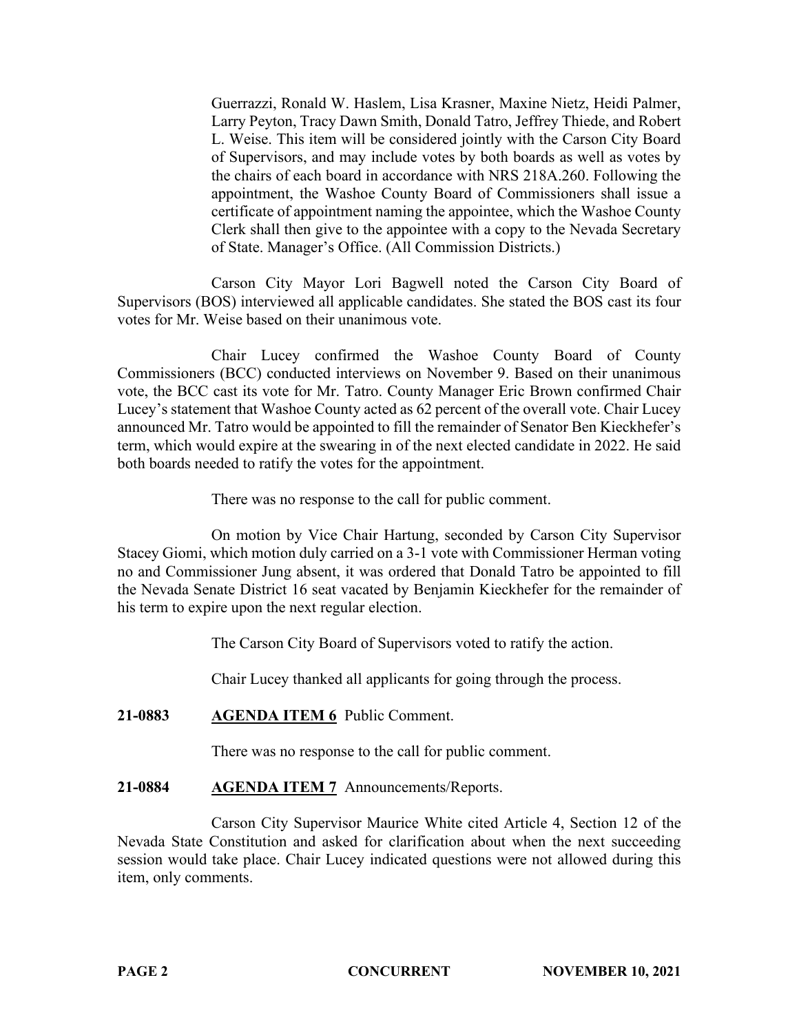Guerrazzi, Ronald W. Haslem, Lisa Krasner, Maxine Nietz, Heidi Palmer, Larry Peyton, Tracy Dawn Smith, Donald Tatro, Jeffrey Thiede, and Robert L. Weise. This item will be considered jointly with the Carson City Board of Supervisors, and may include votes by both boards as well as votes by the chairs of each board in accordance with NRS 218A.260. Following the appointment, the Washoe County Board of Commissioners shall issue a certificate of appointment naming the appointee, which the Washoe County Clerk shall then give to the appointee with a copy to the Nevada Secretary of State. Manager's Office. (All Commission Districts.)

Carson City Mayor Lori Bagwell noted the Carson City Board of Supervisors (BOS) interviewed all applicable candidates. She stated the BOS cast its four votes for Mr. Weise based on their unanimous vote.

Chair Lucey confirmed the Washoe County Board of County Commissioners (BCC) conducted interviews on November 9. Based on their unanimous vote, the BCC cast its vote for Mr. Tatro. County Manager Eric Brown confirmed Chair Lucey's statement that Washoe County acted as 62 percent of the overall vote. Chair Lucey announced Mr. Tatro would be appointed to fill the remainder of Senator Ben Kieckhefer's term, which would expire at the swearing in of the next elected candidate in 2022. He said both boards needed to ratify the votes for the appointment.

There was no response to the call for public comment.

On motion by Vice Chair Hartung, seconded by Carson City Supervisor Stacey Giomi, which motion duly carried on a 3-1 vote with Commissioner Herman voting no and Commissioner Jung absent, it was ordered that Donald Tatro be appointed to fill the Nevada Senate District 16 seat vacated by Benjamin Kieckhefer for the remainder of his term to expire upon the next regular election.

The Carson City Board of Supervisors voted to ratify the action.

Chair Lucey thanked all applicants for going through the process.

**21-0883 AGENDA ITEM 6** Public Comment.

There was no response to the call for public comment.

**21-0884 AGENDA ITEM 7** Announcements/Reports.

Carson City Supervisor Maurice White cited Article 4, Section 12 of the Nevada State Constitution and asked for clarification about when the next succeeding session would take place. Chair Lucey indicated questions were not allowed during this item, only comments.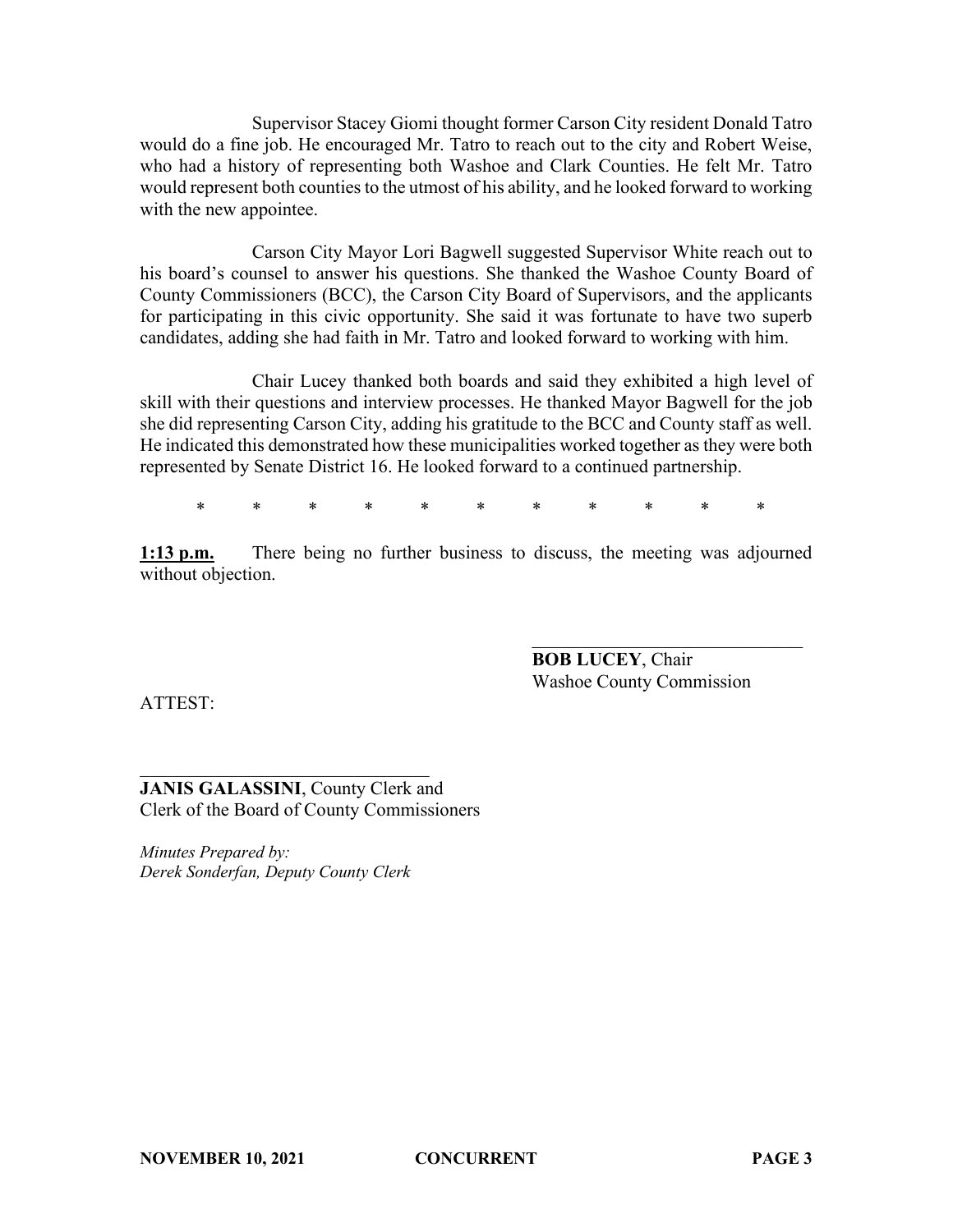Supervisor Stacey Giomi thought former Carson City resident Donald Tatro would do a fine job. He encouraged Mr. Tatro to reach out to the city and Robert Weise, who had a history of representing both Washoe and Clark Counties. He felt Mr. Tatro would represent both counties to the utmost of his ability, and he looked forward to working with the new appointee.

Carson City Mayor Lori Bagwell suggested Supervisor White reach out to his board's counsel to answer his questions. She thanked the Washoe County Board of County Commissioners (BCC), the Carson City Board of Supervisors, and the applicants for participating in this civic opportunity. She said it was fortunate to have two superb candidates, adding she had faith in Mr. Tatro and looked forward to working with him.

Chair Lucey thanked both boards and said they exhibited a high level of skill with their questions and interview processes. He thanked Mayor Bagwell for the job she did representing Carson City, adding his gratitude to the BCC and County staff as well. He indicated this demonstrated how these municipalities worked together as they were both represented by Senate District 16. He looked forward to a continued partnership.

\* \* \* \* \* \* \* \* \* \* \*

**1:13 p.m.** There being no further business to discuss, the meeting was adjourned without objection.

\_\_\_\_\_\_\_\_\_\_\_\_\_\_\_\_\_\_\_\_\_\_\_\_\_\_\_\_

**BOB LUCEY**, Chair
Washoe County Commission

ATTEST:

\_\_\_\_\_\_\_\_\_\_\_\_\_\_\_\_\_\_\_\_\_\_\_\_\_\_\_\_

**JANIS GALASSINI**, County Clerk and
Clerk of the Board of County Commissioners

*Minutes Prepared by:*
*Derek Sonderfan, Deputy County Clerk*